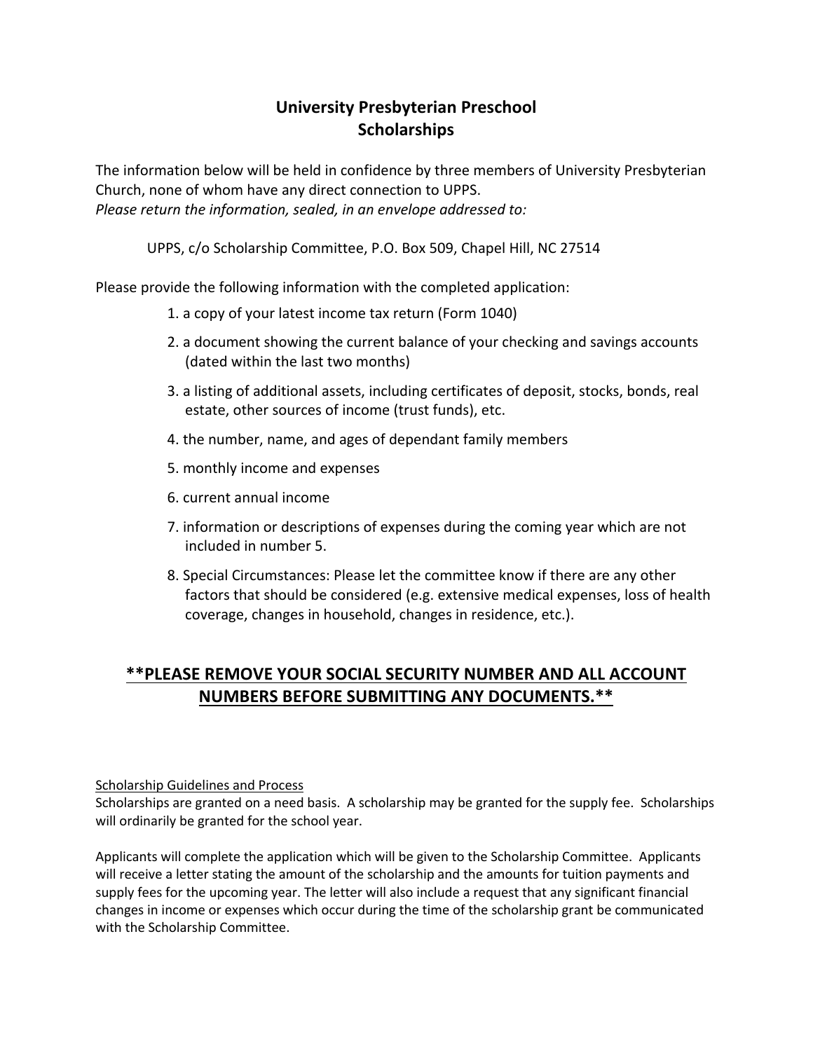# University Presbyterian Preschool
## Scholarships

The information below will be held in confidence by three members of University Presbyterian Church, none of whom have any direct connection to UPPS.
*Please return the information, sealed, in an envelope addressed to:*

UPPS, c/o Scholarship Committee, P.O. Box 509, Chapel Hill, NC 27514

Please provide the following information with the completed application:

1. a copy of your latest income tax return (Form 1040)
2. a document showing the current balance of your checking and savings accounts (dated within the last two months)
3. a listing of additional assets, including certificates of deposit, stocks, bonds, real estate, other sources of income (trust funds), etc.
4. the number, name, and ages of dependant family members
5. monthly income and expenses
6. current annual income
7. information or descriptions of expenses during the coming year which are not included in number 5.
8. Special Circumstances: Please let the committee know if there are any other factors that should be considered (e.g. extensive medical expenses, loss of health coverage, changes in household, changes in residence, etc.).

**<u>**PLEASE REMOVE YOUR SOCIAL SECURITY NUMBER AND ALL ACCOUNT NUMBERS BEFORE SUBMITTING ANY DOCUMENTS.**</u>**

<u>Scholarship Guidelines and Process</u>
Scholarships are granted on a need basis. A scholarship may be granted for the supply fee. Scholarships will ordinarily be granted for the school year.

Applicants will complete the application which will be given to the Scholarship Committee. Applicants will receive a letter stating the amount of the scholarship and the amounts for tuition payments and supply fees for the upcoming year. The letter will also include a request that any significant financial changes in income or expenses which occur during the time of the scholarship grant be communicated with the Scholarship Committee.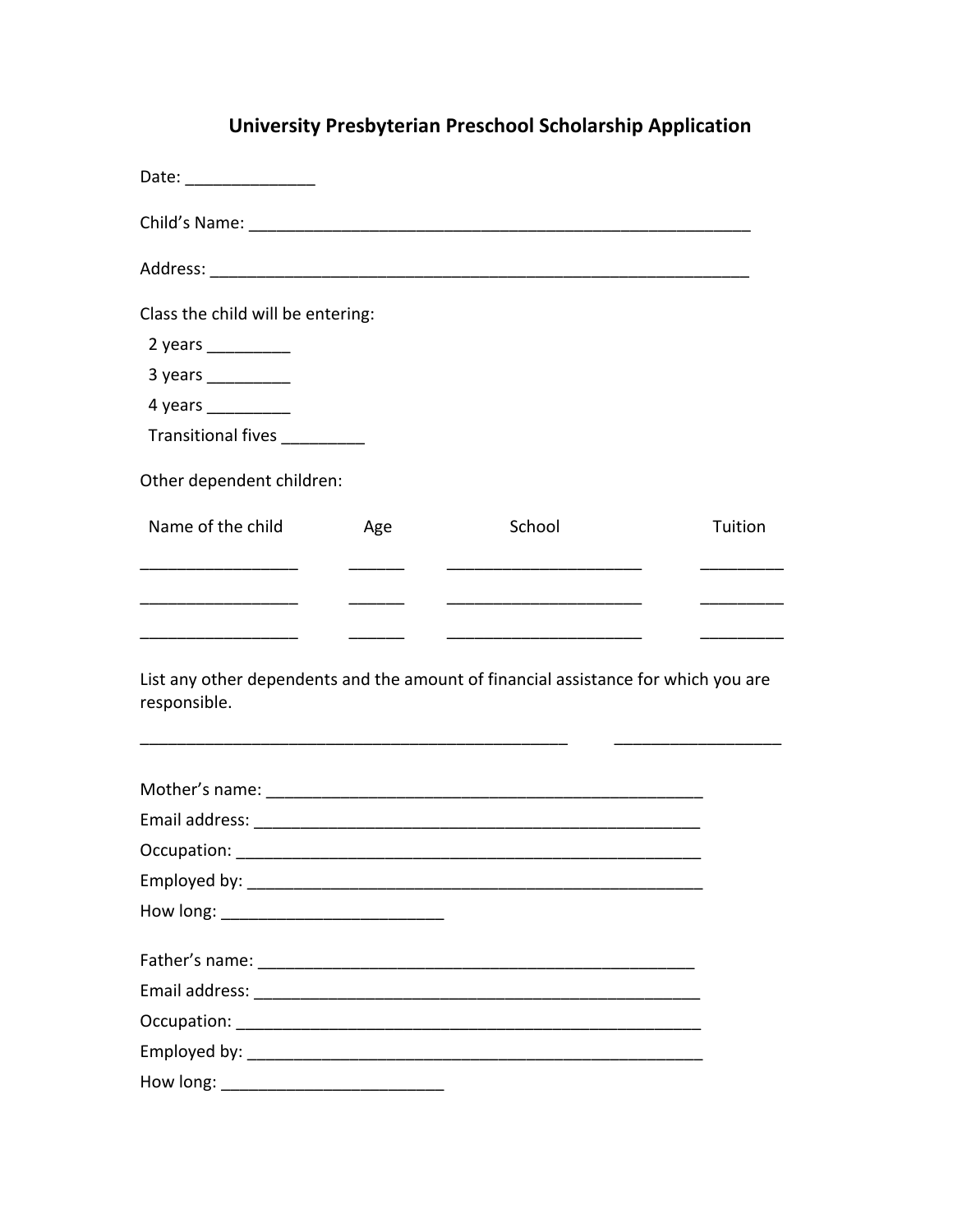# University Presbyterian Preschool Scholarship Application

Date: ______________

Child's Name: _______________________________________________________

Address: __________________________________________________________

Class the child will be entering:

2 years _________

3 years _________

4 years _________

Transitional fives _________

Other dependent children:

| Name of the child | Age | School | Tuition |
| --- | --- | --- | --- |
| _________________ | ______ | _____________________ | _________ |
| _________________ | ______ | _____________________ | _________ |
| _________________ | ______ | _____________________ | _________ |

List any other dependents and the amount of financial assistance for which you are responsible.

_______________________________________________ __________________

Mother's name: _______________________________________________

Email address: _______________________________________________

Occupation: _________________________________________________

Employed by: ________________________________________________

How long: ________________________

Father's name: _______________________________________________

Email address: _______________________________________________

Occupation: _________________________________________________

Employed by: ________________________________________________

How long: ________________________